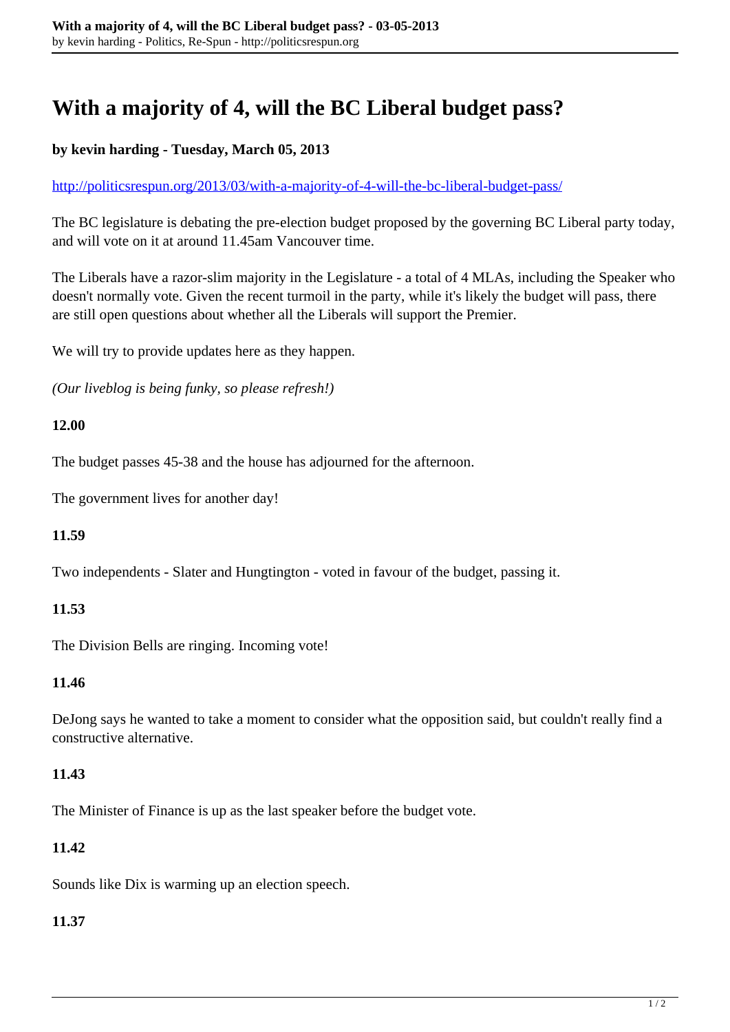# With a majority of 4, will the BC Liberal budget pass?

**by kevin harding - Tuesday, March 05, 2013**

http://politicsrespun.org/2013/03/with-a-majority-of-4-will-the-bc-liberal-budget-pass/

The BC legislature is debating the pre-election budget proposed by the governing BC Liberal party today, and will vote on it at around 11.45am Vancouver time.

The Liberals have a razor-slim majority in the Legislature - a total of 4 MLAs, including the Speaker who doesn't normally vote. Given the recent turmoil in the party, while it's likely the budget will pass, there are still open questions about whether all the Liberals will support the Premier.

We will try to provide updates here as they happen.

*(Our liveblog is being funky, so please refresh!)*

**12.00**

The budget passes 45-38 and the house has adjourned for the afternoon.

The government lives for another day!

**11.59**

Two independents - Slater and Hungtington - voted in favour of the budget, passing it.

**11.53**

The Division Bells are ringing. Incoming vote!

**11.46**

DeJong says he wanted to take a moment to consider what the opposition said, but couldn't really find a constructive alternative.

**11.43**

The Minister of Finance is up as the last speaker before the budget vote.

**11.42**

Sounds like Dix is warming up an election speech.

**11.37**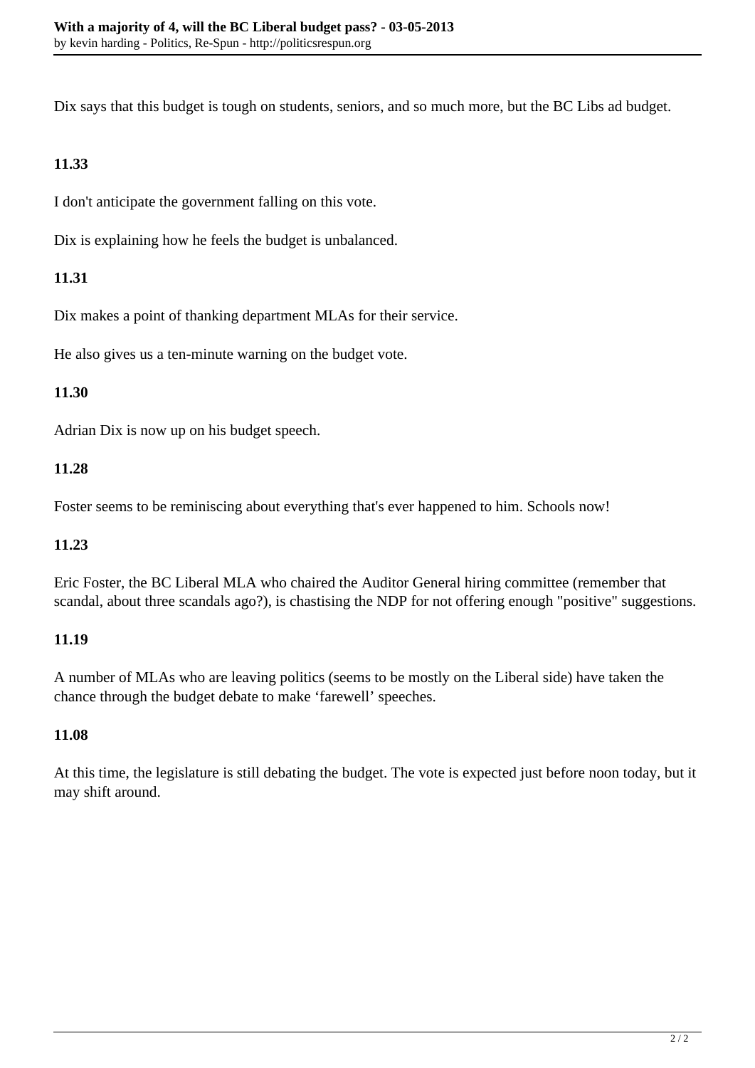Dix says that this budget is tough on students, seniors, and so much more, but the BC Libs ad budget.

**11.33**

I don't anticipate the government falling on this vote.

Dix is explaining how he feels the budget is unbalanced.

**11.31**

Dix makes a point of thanking department MLAs for their service.

He also gives us a ten-minute warning on the budget vote.

**11.30**

Adrian Dix is now up on his budget speech.

**11.28**

Foster seems to be reminiscing about everything that's ever happened to him. Schools now!

**11.23**

Eric Foster, the BC Liberal MLA who chaired the Auditor General hiring committee (remember that scandal, about three scandals ago?), is chastising the NDP for not offering enough "positive" suggestions.

**11.19**

A number of MLAs who are leaving politics (seems to be mostly on the Liberal side) have taken the chance through the budget debate to make 'farewell' speeches.

**11.08**

At this time, the legislature is still debating the budget. The vote is expected just before noon today, but it may shift around.